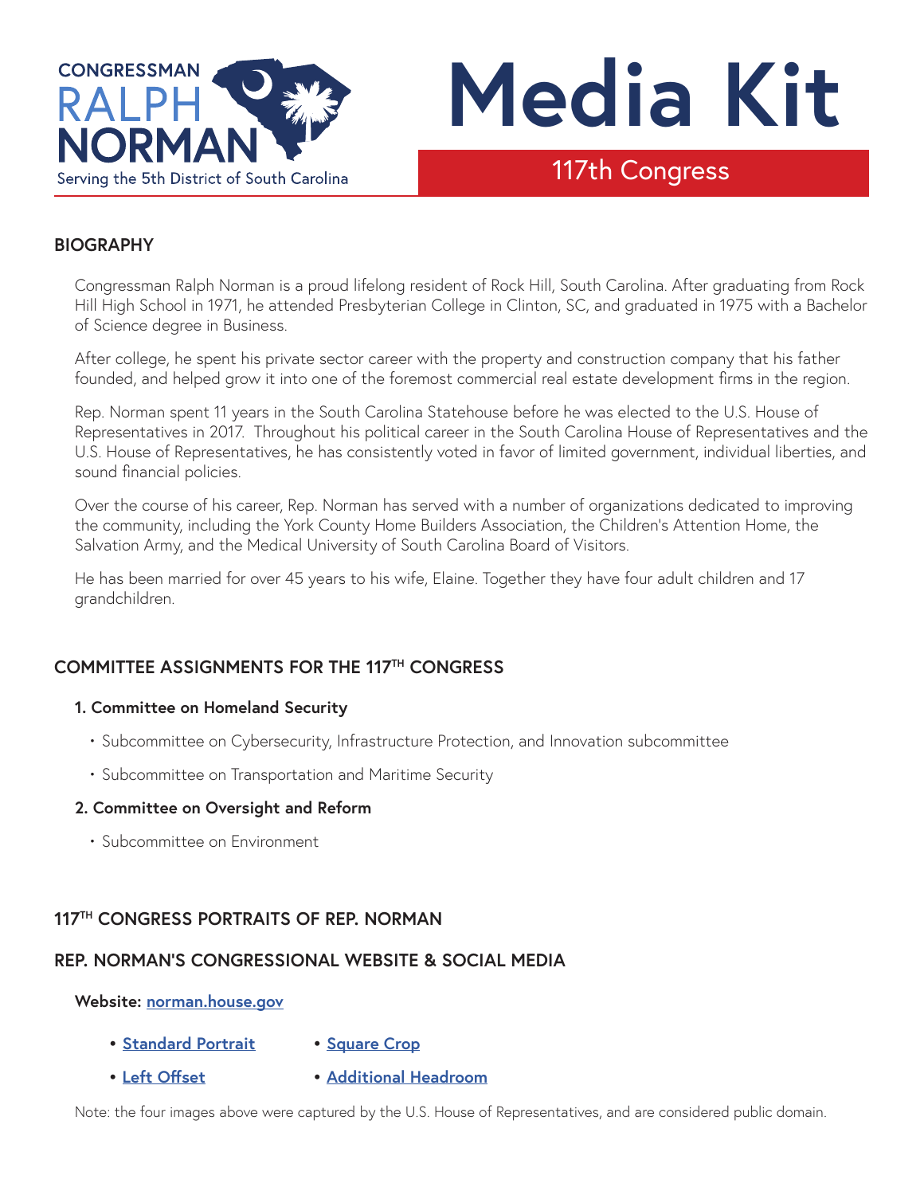CONGRESSMAN
RALPH
NORMAN
Serving the 5th District of South Carolina

# Media Kit

117th Congress

## BIOGRAPHY

Congressman Ralph Norman is a proud lifelong resident of Rock Hill, South Carolina. After graduating from Rock Hill High School in 1971, he attended Presbyterian College in Clinton, SC, and graduated in 1975 with a Bachelor of Science degree in Business.

After college, he spent his private sector career with the property and construction company that his father founded, and helped grow it into one of the foremost commercial real estate development firms in the region.

Rep. Norman spent 11 years in the South Carolina Statehouse before he was elected to the U.S. House of Representatives in 2017. Throughout his political career in the South Carolina House of Representatives and the U.S. House of Representatives, he has consistently voted in favor of limited government, individual liberties, and sound financial policies.

Over the course of his career, Rep. Norman has served with a number of organizations dedicated to improving the community, including the York County Home Builders Association, the Children's Attention Home, the Salvation Army, and the Medical University of South Carolina Board of Visitors.

He has been married for over 45 years to his wife, Elaine. Together they have four adult children and 17 grandchildren.

## COMMITTEE ASSIGNMENTS FOR THE 117TH CONGRESS

**1. Committee on Homeland Security**

- Subcommittee on Cybersecurity, Infrastructure Protection, and Innovation subcommittee
- Subcommittee on Transportation and Maritime Security

**2. Committee on Oversight and Reform**

- Subcommittee on Environment

## 117TH CONGRESS PORTRAITS OF REP. NORMAN

## REP. NORMAN'S CONGRESSIONAL WEBSITE & SOCIAL MEDIA

**Website: norman.house.gov**

- **Standard Portrait**
- **Square Crop**
- **Left Offset**
- **Additional Headroom**

Note: the four images above were captured by the U.S. House of Representatives, and are considered public domain.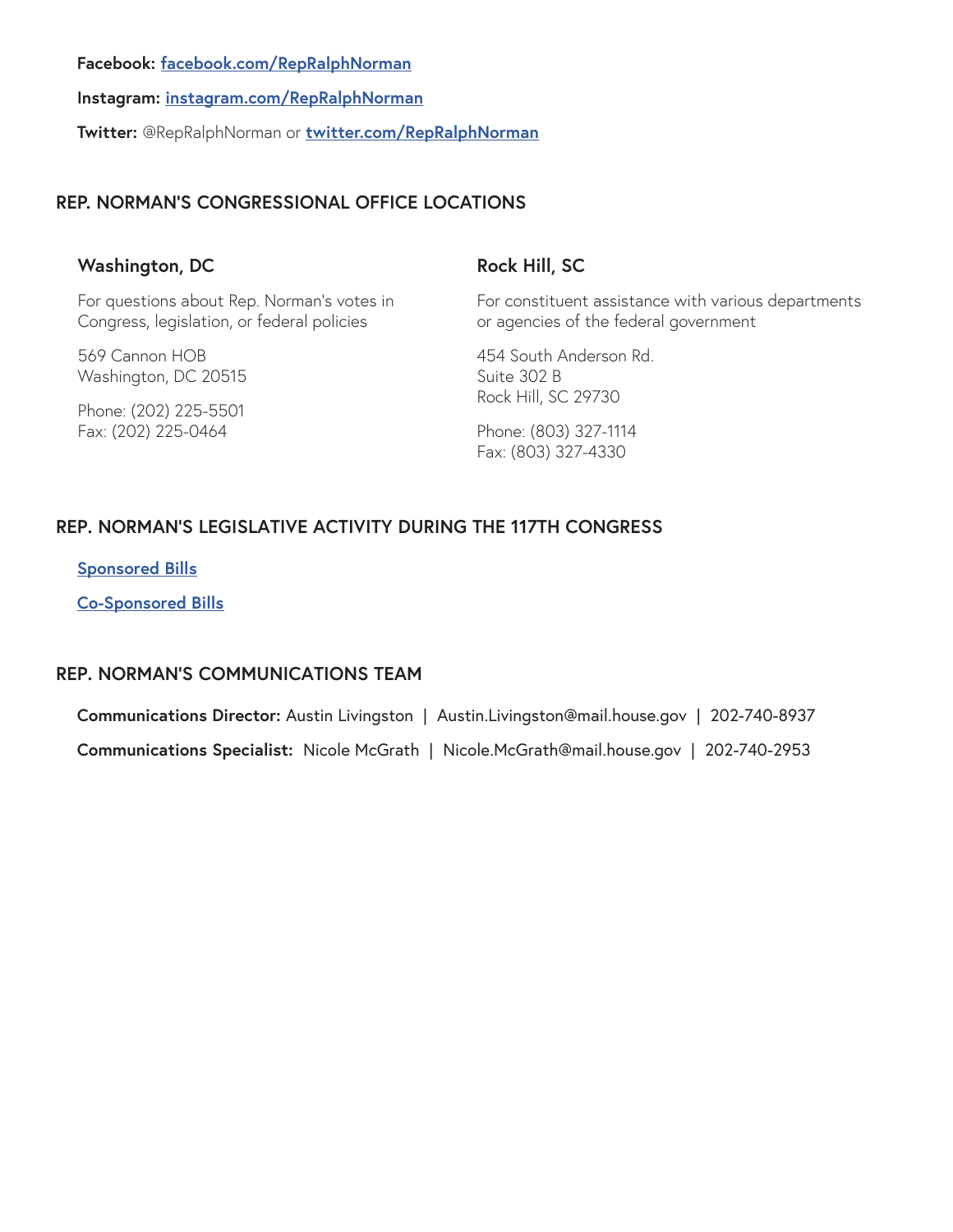**Facebook:** facebook.com/RepRalphNorman

**Instagram:** instagram.com/RepRalphNorman

**Twitter:** @RepRalphNorman or twitter.com/RepRalphNorman

## REP. NORMAN'S CONGRESSIONAL OFFICE LOCATIONS

### Washington, DC

For questions about Rep. Norman's votes in Congress, legislation, or federal policies

569 Cannon HOB
Washington, DC 20515

Phone: (202) 225-5501
Fax: (202) 225-0464

### Rock Hill, SC

For constituent assistance with various departments or agencies of the federal government

454 South Anderson Rd.
Suite 302 B
Rock Hill, SC 29730

Phone: (803) 327-1114
Fax: (803) 327-4330

## REP. NORMAN'S LEGISLATIVE ACTIVITY DURING THE 117TH CONGRESS

Sponsored Bills

Co-Sponsored Bills

## REP. NORMAN'S COMMUNICATIONS TEAM

**Communications Director:** Austin Livingston | Austin.Livingston@mail.house.gov | 202-740-8937

**Communications Specialist:** Nicole McGrath | Nicole.McGrath@mail.house.gov | 202-740-2953